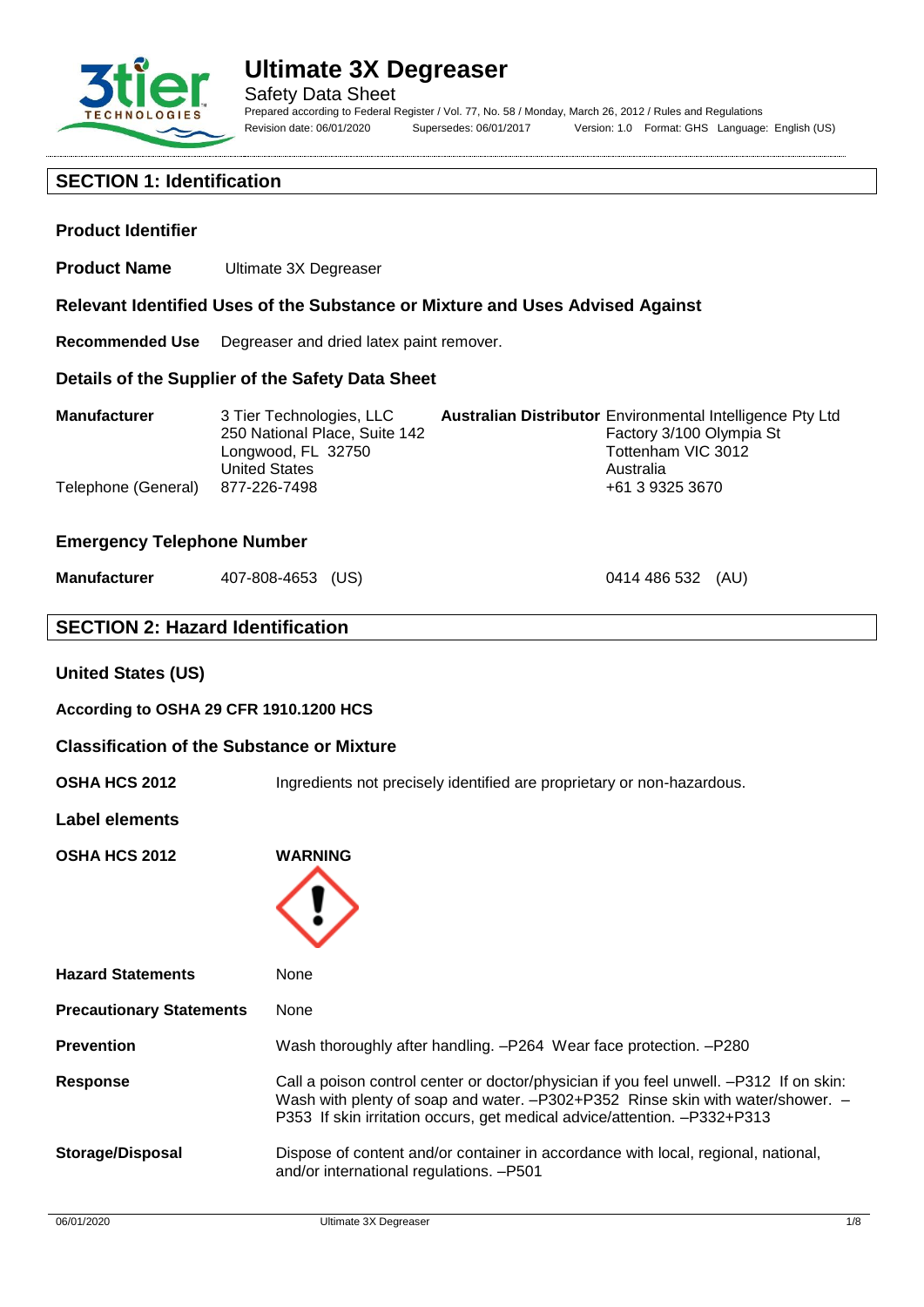# Ultimate 3X Degreaser

Safety Data Sheet

Prepared according to Federal Register / Vol. 77, No. 58 / Monday, March 26, 2012 / Rules and Regulations

Revision date: 06/01/2020 Supersedes: 06/01/2017 Version: 1.0 Format: GHS Language: English (US)

## SECTION 1: Identification

### Product Identifier

**Product Name** Ultimate 3X Degreaser

### Relevant Identified Uses of the Substance or Mixture and Uses Advised Against

**Recommended Use** Degreaser and dried latex paint remover.

### Details of the Supplier of the Safety Data Sheet

**Manufacturer**
3 Tier Technologies, LLC
250 National Place, Suite 142
Longwood, FL 32750
United States

Telephone (General) 877-226-7498

**Australian Distributor**
Environmental Intelligence Pty Ltd
Factory 3/100 Olympia St
Tottenham VIC 3012
Australia
+61 3 9325 3670

### Emergency Telephone Number

**Manufacturer** 407-808-4653 (US) 0414 486 532 (AU)

## SECTION 2: Hazard Identification

### United States (US)

**According to OSHA 29 CFR 1910.1200 HCS**

### Classification of the Substance or Mixture

**OSHA HCS 2012** Ingredients not precisely identified are proprietary or non-hazardous.

### Label elements

**OSHA HCS 2012** **WARNING**

**Hazard Statements** None

**Precautionary Statements** None

**Prevention** Wash thoroughly after handling. –P264 Wear face protection. –P280

**Response** Call a poison control center or doctor/physician if you feel unwell. –P312 If on skin: Wash with plenty of soap and water. –P302+P352 Rinse skin with water/shower. –P353 If skin irritation occurs, get medical advice/attention. –P332+P313

**Storage/Disposal** Dispose of content and/or container in accordance with local, regional, national, and/or international regulations. –P501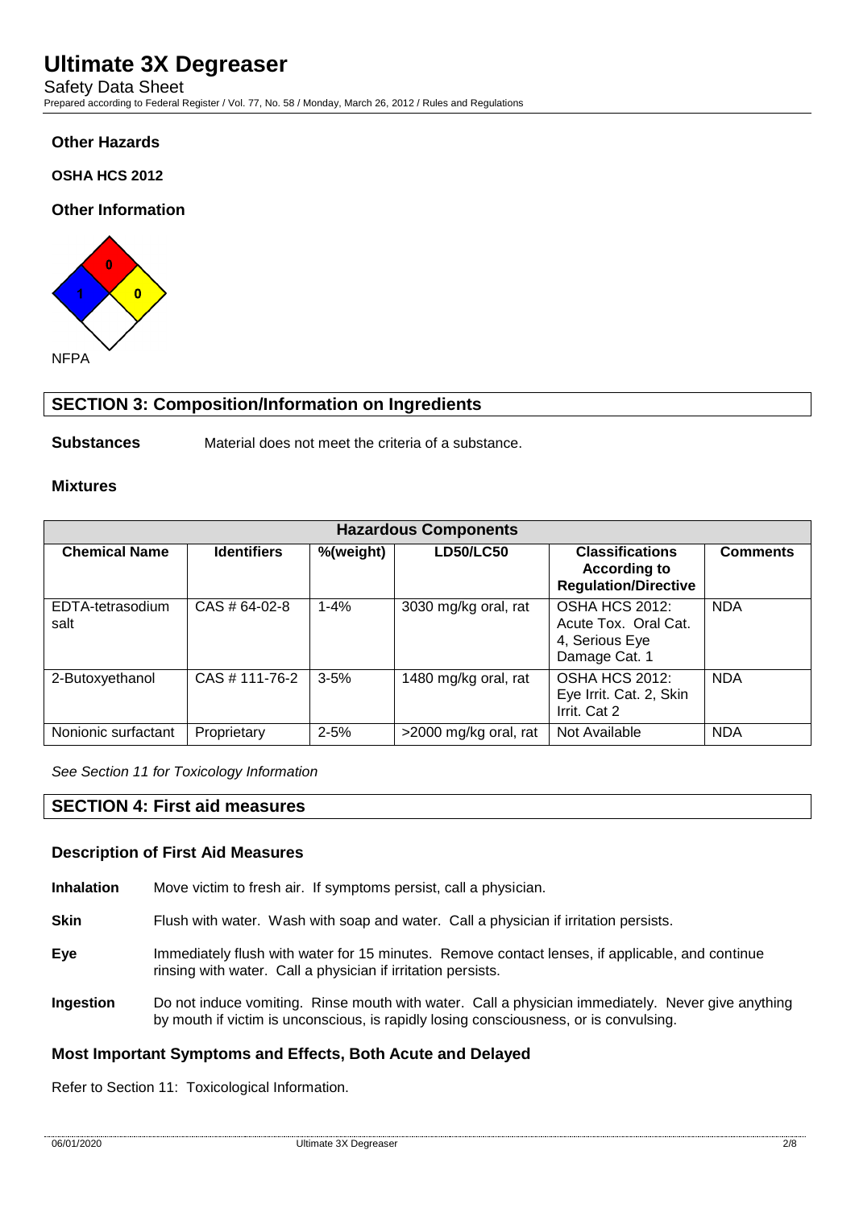### Other Hazards

### OSHA HCS 2012

### Other Information

0

1 0

NFPA

## SECTION 3: Composition/Information on Ingredients

**Substances** Material does not meet the criteria of a substance.

### Mixtures

| Hazardous Components | | | | | |
|---|---|---|---|---|---|
| **Chemical Name** | **Identifiers** | **%(weight)** | **LD50/LC50** | **Classifications According to Regulation/Directive** | **Comments** |
| EDTA-tetrasodium salt | CAS # 64-02-8 | 1-4% | 3030 mg/kg oral, rat | OSHA HCS 2012: Acute Tox. Oral Cat. 4, Serious Eye Damage Cat. 1 | NDA |
| 2-Butoxyethanol | CAS # 111-76-2 | 3-5% | 1480 mg/kg oral, rat | OSHA HCS 2012: Eye Irrit. Cat. 2, Skin Irrit. Cat 2 | NDA |
| Nonionic surfactant | Proprietary | 2-5% | >2000 mg/kg oral, rat | Not Available | NDA |

*See Section 11 for Toxicology Information*

## SECTION 4: First aid measures

### Description of First Aid Measures

**Inhalation** Move victim to fresh air. If symptoms persist, call a physician.

**Skin** Flush with water. Wash with soap and water. Call a physician if irritation persists.

**Eye** Immediately flush with water for 15 minutes. Remove contact lenses, if applicable, and continue rinsing with water. Call a physician if irritation persists.

**Ingestion** Do not induce vomiting. Rinse mouth with water. Call a physician immediately. Never give anything by mouth if victim is unconscious, is rapidly losing consciousness, or is convulsing.

### Most Important Symptoms and Effects, Both Acute and Delayed

Refer to Section 11: Toxicological Information.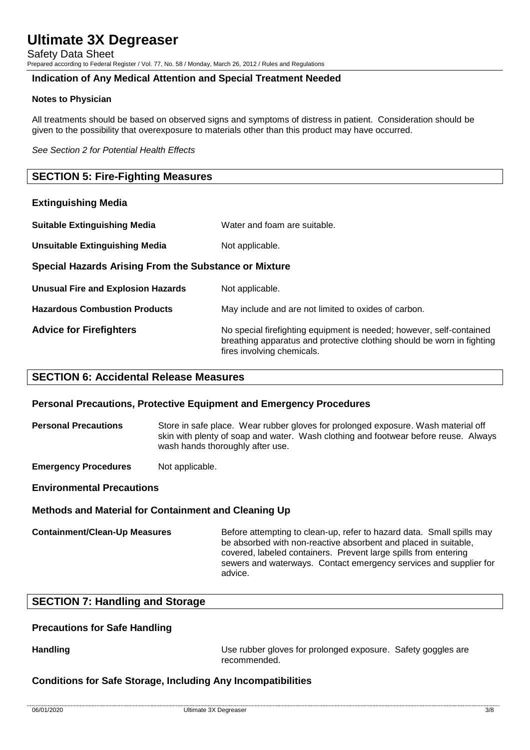### Indication of Any Medical Attention and Special Treatment Needed

**Notes to Physician**

All treatments should be based on observed signs and symptoms of distress in patient. Consideration should be given to the possibility that overexposure to materials other than this product may have occurred.

*See Section 2 for Potential Health Effects*

## SECTION 5: Fire-Fighting Measures

### Extinguishing Media

**Suitable Extinguishing Media** — Water and foam are suitable.

**Unsuitable Extinguishing Media** — Not applicable.

### Special Hazards Arising From the Substance or Mixture

**Unusual Fire and Explosion Hazards** — Not applicable.

**Hazardous Combustion Products** — May include and are not limited to oxides of carbon.

**Advice for Firefighters** — No special firefighting equipment is needed; however, self-contained breathing apparatus and protective clothing should be worn in fighting fires involving chemicals.

## SECTION 6: Accidental Release Measures

### Personal Precautions, Protective Equipment and Emergency Procedures

**Personal Precautions** — Store in safe place. Wear rubber gloves for prolonged exposure. Wash material off skin with plenty of soap and water. Wash clothing and footwear before reuse. Always wash hands thoroughly after use.

**Emergency Procedures** — Not applicable.

### Environmental Precautions

### Methods and Material for Containment and Cleaning Up

**Containment/Clean-Up Measures** — Before attempting to clean-up, refer to hazard data. Small spills may be absorbed with non-reactive absorbent and placed in suitable, covered, labeled containers. Prevent large spills from entering sewers and waterways. Contact emergency services and supplier for advice.

## SECTION 7: Handling and Storage

### Precautions for Safe Handling

**Handling** — Use rubber gloves for prolonged exposure. Safety goggles are recommended.

### Conditions for Safe Storage, Including Any Incompatibilities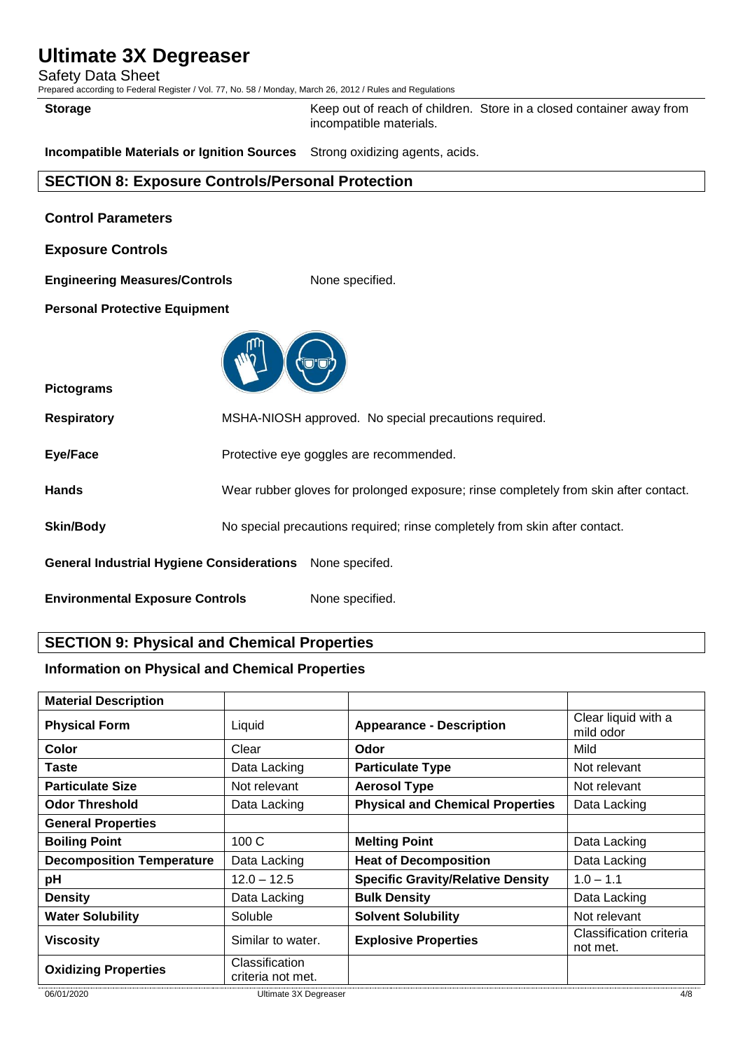**Storage** Keep out of reach of children. Store in a closed container away from incompatible materials.

**Incompatible Materials or Ignition Sources** Strong oxidizing agents, acids.

## SECTION 8: Exposure Controls/Personal Protection

### Control Parameters

### Exposure Controls

**Engineering Measures/Controls** None specified.

**Personal Protective Equipment**

**Pictograms**

**Respiratory** MSHA-NIOSH approved. No special precautions required.

**Eye/Face** Protective eye goggles are recommended.

**Hands** Wear rubber gloves for prolonged exposure; rinse completely from skin after contact.

**Skin/Body** No special precautions required; rinse completely from skin after contact.

**General Industrial Hygiene Considerations** None specifed.

**Environmental Exposure Controls** None specified.

## SECTION 9: Physical and Chemical Properties

### Information on Physical and Chemical Properties

| **Material Description** | | | |
|---|---|---|---|
| **Physical Form** | Liquid | **Appearance - Description** | Clear liquid with a mild odor |
| **Color** | Clear | **Odor** | Mild |
| **Taste** | Data Lacking | **Particulate Type** | Not relevant |
| **Particulate Size** | Not relevant | **Aerosol Type** | Not relevant |
| **Odor Threshold** | Data Lacking | **Physical and Chemical Properties** | Data Lacking |
| **General Properties** | | | |
| **Boiling Point** | 100 C | **Melting Point** | Data Lacking |
| **Decomposition Temperature** | Data Lacking | **Heat of Decomposition** | Data Lacking |
| **pH** | 12.0 – 12.5 | **Specific Gravity/Relative Density** | 1.0 – 1.1 |
| **Density** | Data Lacking | **Bulk Density** | Data Lacking |
| **Water Solubility** | Soluble | **Solvent Solubility** | Not relevant |
| **Viscosity** | Similar to water. | **Explosive Properties** | Classification criteria not met. |
| **Oxidizing Properties** | Classification criteria not met. | | |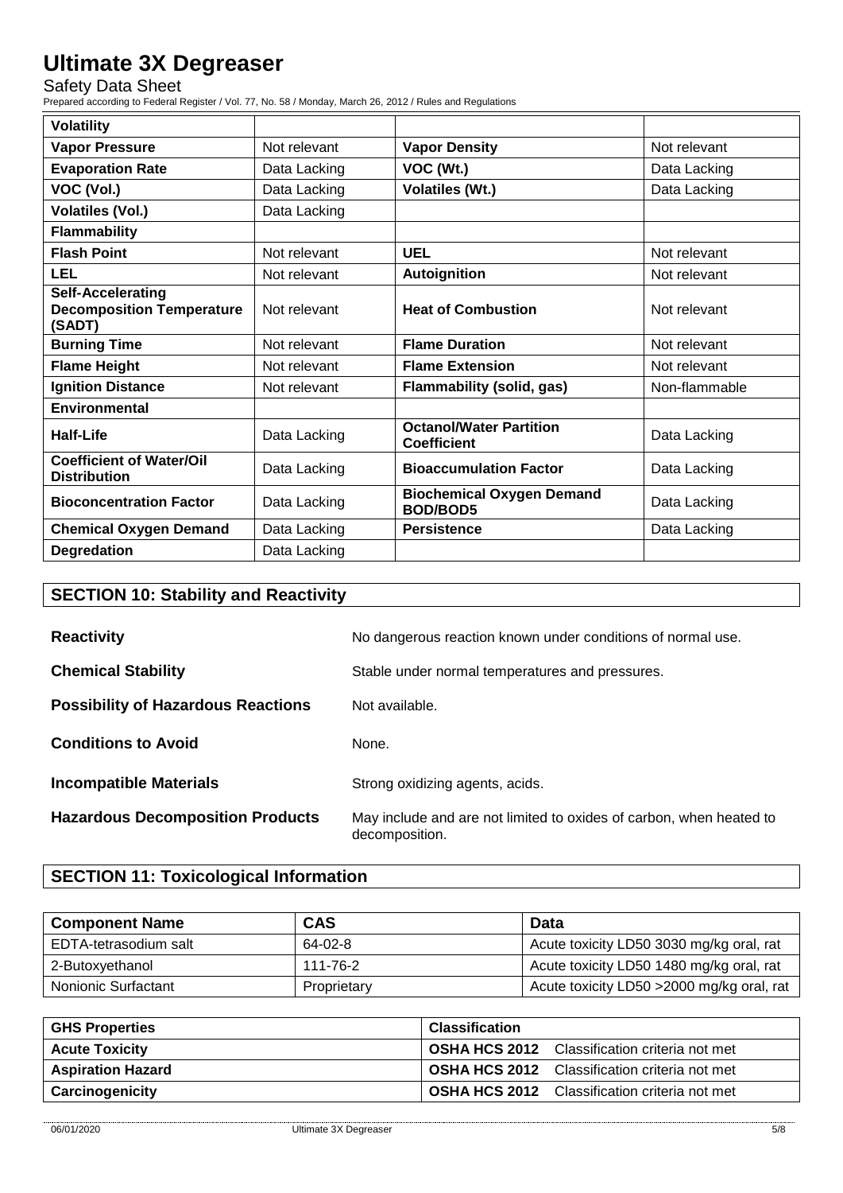| Volatility | | | |
|---|---|---|---|
| **Vapor Pressure** | Not relevant | **Vapor Density** | Not relevant |
| **Evaporation Rate** | Data Lacking | **VOC (Wt.)** | Data Lacking |
| **VOC (Vol.)** | Data Lacking | **Volatiles (Wt.)** | Data Lacking |
| **Volatiles (Vol.)** | Data Lacking | | |
| **Flammability** | | | |
| **Flash Point** | Not relevant | **UEL** | Not relevant |
| **LEL** | Not relevant | **Autoignition** | Not relevant |
| **Self-Accelerating Decomposition Temperature (SADT)** | Not relevant | **Heat of Combustion** | Not relevant |
| **Burning Time** | Not relevant | **Flame Duration** | Not relevant |
| **Flame Height** | Not relevant | **Flame Extension** | Not relevant |
| **Ignition Distance** | Not relevant | **Flammability (solid, gas)** | Non-flammable |
| **Environmental** | | | |
| **Half-Life** | Data Lacking | **Octanol/Water Partition Coefficient** | Data Lacking |
| **Coefficient of Water/Oil Distribution** | Data Lacking | **Bioaccumulation Factor** | Data Lacking |
| **Bioconcentration Factor** | Data Lacking | **Biochemical Oxygen Demand BOD/BOD5** | Data Lacking |
| **Chemical Oxygen Demand** | Data Lacking | **Persistence** | Data Lacking |
| **Degredation** | Data Lacking | | |

## SECTION 10: Stability and Reactivity

**Reactivity** No dangerous reaction known under conditions of normal use.

**Chemical Stability** Stable under normal temperatures and pressures.

**Possibility of Hazardous Reactions** Not available.

**Conditions to Avoid** None.

**Incompatible Materials** Strong oxidizing agents, acids.

**Hazardous Decomposition Products** May include and are not limited to oxides of carbon, when heated to decomposition.

## SECTION 11: Toxicological Information

| Component Name | CAS | Data |
|---|---|---|
| EDTA-tetrasodium salt | 64-02-8 | Acute toxicity LD50 3030 mg/kg oral, rat |
| 2-Butoxyethanol | 111-76-2 | Acute toxicity LD50 1480 mg/kg oral, rat |
| Nonionic Surfactant | Proprietary | Acute toxicity LD50 >2000 mg/kg oral, rat |

| GHS Properties | Classification |
|---|---|
| **Acute Toxicity** | **OSHA HCS 2012** Classification criteria not met |
| **Aspiration Hazard** | **OSHA HCS 2012** Classification criteria not met |
| **Carcinogenicity** | **OSHA HCS 2012** Classification criteria not met |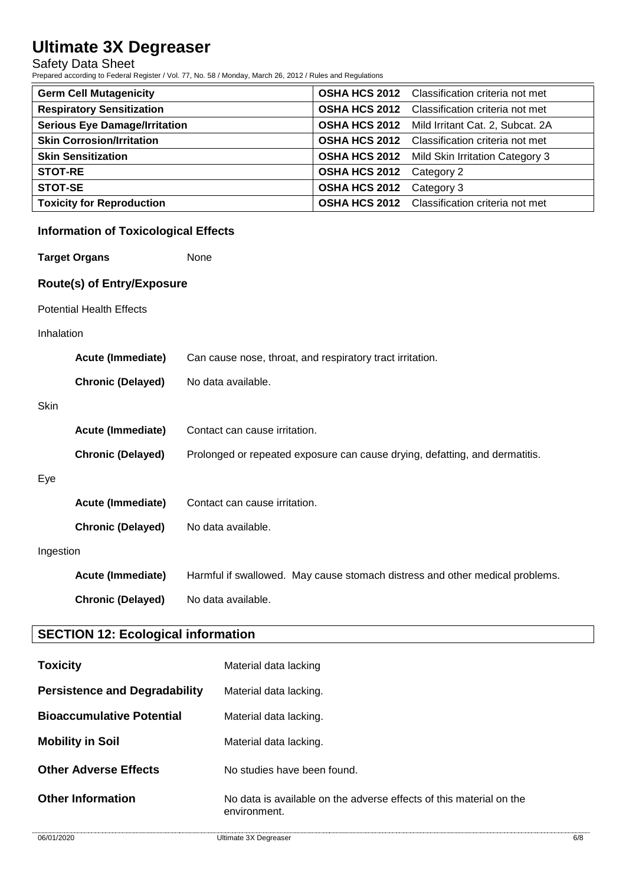| Germ Cell Mutagenicity | OSHA HCS 2012 | Classification criteria not met |
|---|---|---|
| Respiratory Sensitization | OSHA HCS 2012 | Classification criteria not met |
| Serious Eye Damage/Irritation | OSHA HCS 2012 | Mild Irritant Cat. 2, Subcat. 2A |
| Skin Corrosion/Irritation | OSHA HCS 2012 | Classification criteria not met |
| Skin Sensitization | OSHA HCS 2012 | Mild Skin Irritation Category 3 |
| STOT-RE | OSHA HCS 2012 | Category 2 |
| STOT-SE | OSHA HCS 2012 | Category 3 |
| Toxicity for Reproduction | OSHA HCS 2012 | Classification criteria not met |

### Information of Toxicological Effects

**Target Organs** None

### Route(s) of Entry/Exposure

Potential Health Effects

Inhalation

**Acute (Immediate)** Can cause nose, throat, and respiratory tract irritation.

**Chronic (Delayed)** No data available.

Skin

**Acute (Immediate)** Contact can cause irritation.

**Chronic (Delayed)** Prolonged or repeated exposure can cause drying, defatting, and dermatitis.

Eye

**Acute (Immediate)** Contact can cause irritation.

**Chronic (Delayed)** No data available.

Ingestion

**Acute (Immediate)** Harmful if swallowed. May cause stomach distress and other medical problems.

**Chronic (Delayed)** No data available.

## SECTION 12: Ecological information

**Toxicity** Material data lacking

**Persistence and Degradability** Material data lacking.

**Bioaccumulative Potential** Material data lacking.

**Mobility in Soil** Material data lacking.

**Other Adverse Effects** No studies have been found.

**Other Information** No data is available on the adverse effects of this material on the environment.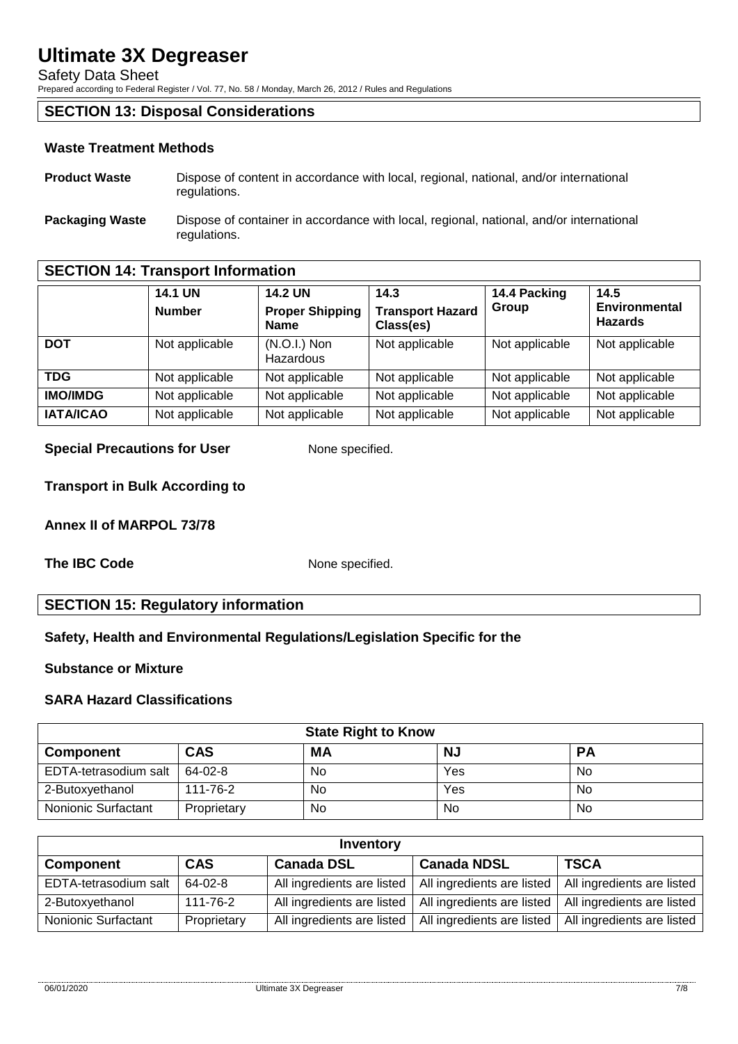## SECTION 13: Disposal Considerations

### Waste Treatment Methods

**Product Waste** Dispose of content in accordance with local, regional, national, and/or international regulations.

**Packaging Waste** Dispose of container in accordance with local, regional, national, and/or international regulations.

## SECTION 14: Transport Information

| | 14.1 UN Number | 14.2 UN Proper Shipping Name | 14.3 Transport Hazard Class(es) | 14.4 Packing Group | 14.5 Environmental Hazards |
|---|---|---|---|---|---|
| **DOT** | Not applicable | (N.O.I.) Non Hazardous | Not applicable | Not applicable | Not applicable |
| **TDG** | Not applicable | Not applicable | Not applicable | Not applicable | Not applicable |
| **IMO/IMDG** | Not applicable | Not applicable | Not applicable | Not applicable | Not applicable |
| **IATA/ICAO** | Not applicable | Not applicable | Not applicable | Not applicable | Not applicable |

**Special Precautions for User** None specified.

**Transport in Bulk According to**

**Annex II of MARPOL 73/78**

**The IBC Code** None specified.

## SECTION 15: Regulatory information

### Safety, Health and Environmental Regulations/Legislation Specific for the

### Substance or Mixture

### SARA Hazard Classifications

| State Right to Know | | | | |
|---|---|---|---|---|
| **Component** | **CAS** | **MA** | **NJ** | **PA** |
| EDTA-tetrasodium salt | 64-02-8 | No | Yes | No |
| 2-Butoxyethanol | 111-76-2 | No | Yes | No |
| Nonionic Surfactant | Proprietary | No | No | No |

| Inventory | | | | |
|---|---|---|---|---|
| **Component** | **CAS** | **Canada DSL** | **Canada NDSL** | **TSCA** |
| EDTA-tetrasodium salt | 64-02-8 | All ingredients are listed | All ingredients are listed | All ingredients are listed |
| 2-Butoxyethanol | 111-76-2 | All ingredients are listed | All ingredients are listed | All ingredients are listed |
| Nonionic Surfactant | Proprietary | All ingredients are listed | All ingredients are listed | All ingredients are listed |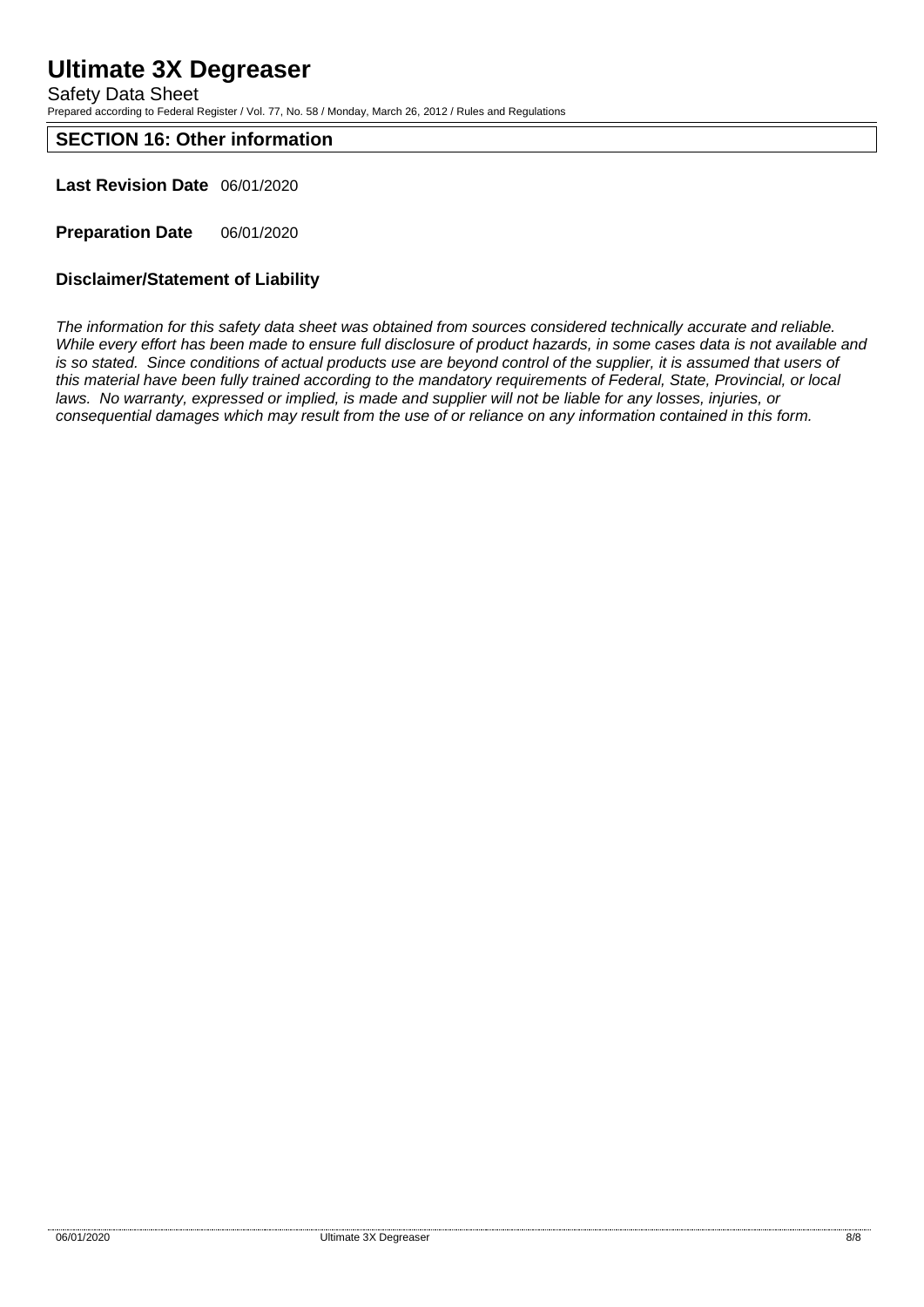## SECTION 16: Other information

**Last Revision Date** 06/01/2020

**Preparation Date** 06/01/2020

### Disclaimer/Statement of Liability

*The information for this safety data sheet was obtained from sources considered technically accurate and reliable. While every effort has been made to ensure full disclosure of product hazards, in some cases data is not available and is so stated. Since conditions of actual products use are beyond control of the supplier, it is assumed that users of this material have been fully trained according to the mandatory requirements of Federal, State, Provincial, or local laws. No warranty, expressed or implied, is made and supplier will not be liable for any losses, injuries, or consequential damages which may result from the use of or reliance on any information contained in this form.*